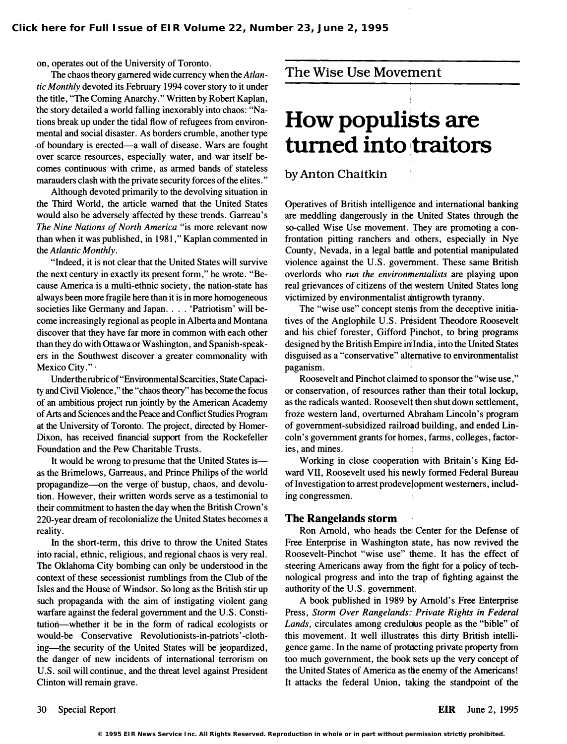on, operates out of the University of Toronto.

The chaos theory garnered wide currency when the *Atlantic Monthly* devoted its February 1994 cover story to it under the title, "The Coming Anarchy." Written by Robert Kaplan, the story detailed a world falling inexorably into chaos: "Nations break up under the tidal flow of refugees from environmental and social disaster. As borders crumble, another type of boundary is erected—a wall of disease. Wars are fought over scarce resources, especially water, and war itself becomes continuous with crime, as armed bands of stateless marauders clash with the private security forces of the elites."

Although devoted primarily to the devolving situation in the Third World, the article warned that the United States would also be adversely affected by these trends. Garreau's *The Nine Nations of North America* "is more relevant now than when it was published, in 1981," Kaplan commented in the *Atlantic Monthly*.

"Indeed, it is not clear that the United States will survive the next century in exactly its present form," he wrote. "Because America is a multi-ethnic society, the nation-state has always been more fragile here than it is in more homogeneous societies like Germany and Japan. . . . 'Patriotism' will become increasingly regional as people in Alberta and Montana discover that they have far more in common with each other than they do with Ottawa or Washington, and Spanish-speakers in the Southwest discover a greater commonality with Mexico City."

Under the rubric of "Environmental Scarcities, State Capacity and Civil Violence," the "chaos theory" has become the focus of an ambitious project run jointly by the American Academy of Arts and Sciences and the Peace and Conflict Studies Program at the University of Toronto. The project, directed by Homer-Dixon, has received financial support from the Rockefeller Foundation and the Pew Charitable Trusts.

It would be wrong to presume that the United States is—as the Brimelows, Garreaus, and Prince Philips of the world propagandize—on the verge of bustup, chaos, and devolution. However, their written words serve as a testimonial to their commitment to hasten the day when the British Crown's 220-year dream of recolonialize the United States becomes a reality.

In the short-term, this drive to throw the United States into racial, ethnic, religious, and regional chaos is very real. The Oklahoma City bombing can only be understood in the context of these secessionist rumblings from the Club of the Isles and the House of Windsor. So long as the British stir up such propaganda with the aim of instigating violent gang warfare against the federal government and the U.S. Constitution—whether it be in the form of radical ecologists or would-be Conservative Revolutionists-in-patriots'-clothing—the security of the United States will be jeopardized, the danger of new incidents of international terrorism on U.S. soil will continue, and the threat level against President Clinton will remain grave.

## The Wise Use Movement

# How populists are turned into traitors

by Anton Chaitkin

Operatives of British intelligence and international banking are meddling dangerously in the United States through the so-called Wise Use movement. They are promoting a confrontation pitting ranchers and others, especially in Nye County, Nevada, in a legal battle and potential manipulated violence against the U.S. government. These same British overlords who *run the environmentalists* are playing upon real grievances of citizens of the western United States long victimized by environmentalist antigrowth tyranny.

The "wise use" concept stems from the deceptive initiatives of the Anglophile U.S. President Theodore Roosevelt and his chief forester, Gifford Pinchot, to bring programs designed by the British Empire in India, into the United States disguised as a "conservative" alternative to environmentalist paganism.

Roosevelt and Pinchot claimed to sponsor the "wise use," or conservation, of resources rather than their total lockup, as the radicals wanted. Roosevelt then shut down settlement, froze western land, overturned Abraham Lincoln's program of government-subsidized railroad building, and ended Lincoln's government grants for homes, farms, colleges, factories, and mines.

Working in close cooperation with Britain's King Edward VII, Roosevelt used his newly formed Federal Bureau of Investigation to arrest prodevelopment westerners, including congressmen.

### The Rangelands storm

Ron Arnold, who heads the Center for the Defense of Free Enterprise in Washington state, has now revived the Roosevelt-Pinchot "wise use" theme. It has the effect of steering Americans away from the fight for a policy of technological progress and into the trap of fighting against the authority of the U.S. government.

A book published in 1989 by Arnold's Free Enterprise Press, *Storm Over Rangelands: Private Rights in Federal Lands*, circulates among credulous people as the "bible" of this movement. It well illustrates this dirty British intelligence game. In the name of protecting private property from too much government, the book sets up the very concept of the United States of America as the enemy of the Americans! It attacks the federal Union, taking the standpoint of the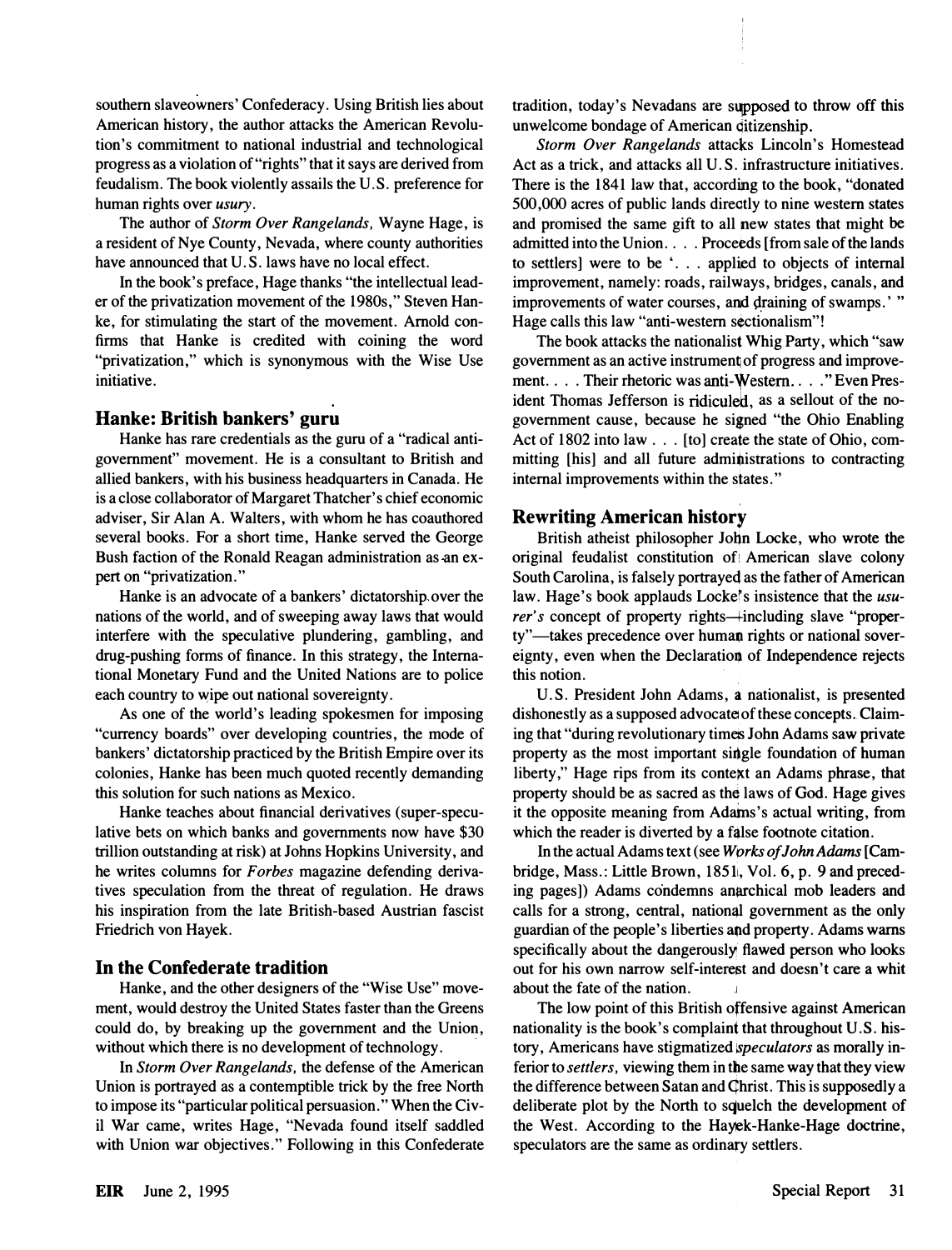southern slaveowners' Confederacy. Using British lies about American history, the author attacks the American Revolution's commitment to national industrial and technological progress as a violation of "rights" that it says are derived from feudalism. The book violently assails the U.S. preference for human rights over *usury*.

The author of *Storm Over Rangelands,* Wayne Hage, is a resident of Nye County, Nevada, where county authorities have announced that U.S. laws have no local effect.

In the book's preface, Hage thanks "the intellectual leader of the privatization movement of the 1980s," Steven Hanke, for stimulating the start of the movement. Arnold confirms that Hanke is credited with coining the word "privatization," which is synonymous with the Wise Use initiative.

## Hanke: British bankers' guru

Hanke has rare credentials as the guru of a "radical anti-government" movement. He is a consultant to British and allied bankers, with his business headquarters in Canada. He is a close collaborator of Margaret Thatcher's chief economic adviser, Sir Alan A. Walters, with whom he has coauthored several books. For a short time, Hanke served the George Bush faction of the Ronald Reagan administration as an expert on "privatization."

Hanke is an advocate of a bankers' dictatorship over the nations of the world, and of sweeping away laws that would interfere with the speculative plundering, gambling, and drug-pushing forms of finance. In this strategy, the International Monetary Fund and the United Nations are to police each country to wipe out national sovereignty.

As one of the world's leading spokesmen for imposing "currency boards" over developing countries, the mode of bankers' dictatorship practiced by the British Empire over its colonies, Hanke has been much quoted recently demanding this solution for such nations as Mexico.

Hanke teaches about financial derivatives (super-speculative bets on which banks and governments now have $30 trillion outstanding at risk) at Johns Hopkins University, and he writes columns for *Forbes* magazine defending derivatives speculation from the threat of regulation. He draws his inspiration from the late British-based Austrian fascist Friedrich von Hayek.

## In the Confederate tradition

Hanke, and the other designers of the "Wise Use" movement, would destroy the United States faster than the Greens could do, by breaking up the government and the Union, without which there is no development of technology.

In *Storm Over Rangelands,* the defense of the American Union is portrayed as a contemptible trick by the free North to impose its "particular political persuasion." When the Civil War came, writes Hage, "Nevada found itself saddled with Union war objectives." Following in this Confederate tradition, today's Nevadans are supposed to throw off this unwelcome bondage of American citizenship.

*Storm Over Rangelands* attacks Lincoln's Homestead Act as a trick, and attacks all U.S. infrastructure initiatives. There is the 1841 law that, according to the book, "donated 500,000 acres of public lands directly to nine western states and promised the same gift to all new states that might be admitted into the Union. . . . Proceeds [from sale of the lands to settlers] were to be '. . . applied to objects of internal improvement, namely: roads, railways, bridges, canals, and improvements of water courses, and draining of swamps.' " Hage calls this law "anti-western sectionalism"!

The book attacks the nationalist Whig Party, which "saw government as an active instrument of progress and improvement. . . . Their rhetoric was anti-Western. . . ." Even President Thomas Jefferson is ridiculed, as a sellout of the no-government cause, because he signed "the Ohio Enabling Act of 1802 into law . . . [to] create the state of Ohio, committing [his] and all future administrations to contracting internal improvements within the states."

## Rewriting American history

British atheist philosopher John Locke, who wrote the original feudalist constitution of American slave colony South Carolina, is falsely portrayed as the father of American law. Hage's book applauds Locke's insistence that the *usurer's* concept of property rights—including slave "property"—takes precedence over human rights or national sovereignty, even when the Declaration of Independence rejects this notion.

U.S. President John Adams, a nationalist, is presented dishonestly as a supposed advocate of these concepts. Claiming that "during revolutionary times John Adams saw private property as the most important single foundation of human liberty," Hage rips from its context an Adams phrase, that property should be as sacred as the laws of God. Hage gives it the opposite meaning from Adams's actual writing, from which the reader is diverted by a false footnote citation.

In the actual Adams text (see *Works of John Adams* [Cambridge, Mass.: Little Brown, 1851, Vol. 6, p. 9 and preceding pages]) Adams condemns anarchical mob leaders and calls for a strong, central, national government as the only guardian of the people's liberties and property. Adams warns specifically about the dangerously flawed person who looks out for his own narrow self-interest and doesn't care a whit about the fate of the nation.

The low point of this British offensive against American nationality is the book's complaint that throughout U.S. history, Americans have stigmatized *speculators* as morally inferior to *settlers,* viewing them in the same way that they view the difference between Satan and Christ. This is supposedly a deliberate plot by the North to squelch the development of the West. According to the Hayek-Hanke-Hage doctrine, speculators are the same as ordinary settlers.